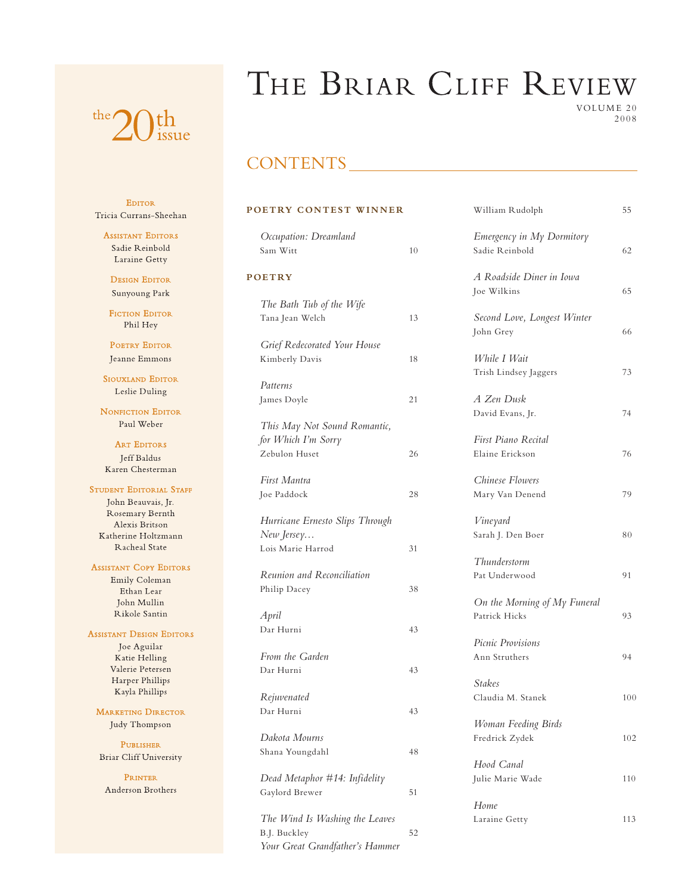# The Briar Cliff Review

VOLUME 20
2008

the 20th issue

**Editor**
Tricia Currans-Sheehan

**Assistant Editors**
Sadie Reinbold
Laraine Getty

**Design Editor**
Sunyoung Park

**Fiction Editor**
Phil Hey

**Poetry Editor**
Jeanne Emmons

**Siouxland Editor**
Leslie Duling

**Nonfiction Editor**
Paul Weber

**Art Editors**
Jeff Baldus
Karen Chesterman

**Student Editorial Staff**
John Beauvais, Jr.
Rosemary Bernth
Alexis Britson
Katherine Holtzmann
Racheal State

**Assistant Copy Editors**
Emily Coleman
Ethan Lear
John Mullin
Rikole Santin

**Assistant Design Editors**
Joe Aguilar
Katie Helling
Valerie Petersen
Harper Phillips
Kayla Phillips

**Marketing Director**
Judy Thompson

**Publisher**
Briar Cliff University

**Printer**
Anderson Brothers

## CONTENTS

### POETRY CONTEST WINNER

*Occupation: Dreamland*
Sam Witt 10

### POETRY

*The Bath Tub of the Wife*
Tana Jean Welch 13

*Grief Redecorated Your House*
Kimberly Davis 18

*Patterns*
James Doyle 21

*This May Not Sound Romantic, for Which I'm Sorry*
Zebulon Huset 26

*First Mantra*
Joe Paddock 28

*Hurricane Ernesto Slips Through New Jersey…*
Lois Marie Harrod 31

*Reunion and Reconciliation*
Philip Dacey 38

*April*
Dar Hurni 43

*From the Garden*
Dar Hurni 43

*Rejuvenated*
Dar Hurni 43

*Dakota Mourns*
Shana Youngdahl 48

*Dead Metaphor #14: Infidelity*
Gaylord Brewer 51

*The Wind Is Washing the Leaves*
B.J. Buckley 52

*Your Great Grandfather's Hammer*
William Rudolph 55

*Emergency in My Dormitory*
Sadie Reinbold 62

*A Roadside Diner in Iowa*
Joe Wilkins 65

*Second Love, Longest Winter*
John Grey 66

*While I Wait*
Trish Lindsey Jaggers 73

*A Zen Dusk*
David Evans, Jr. 74

*First Piano Recital*
Elaine Erickson 76

*Chinese Flowers*
Mary Van Denend 79

*Vineyard*
Sarah J. Den Boer 80

*Thunderstorm*
Pat Underwood 91

*On the Morning of My Funeral*
Patrick Hicks 93

*Picnic Provisions*
Ann Struthers 94

*Stakes*
Claudia M. Stanek 100

*Woman Feeding Birds*
Fredrick Zydek 102

*Hood Canal*
Julie Marie Wade 110

*Home*
Laraine Getty 113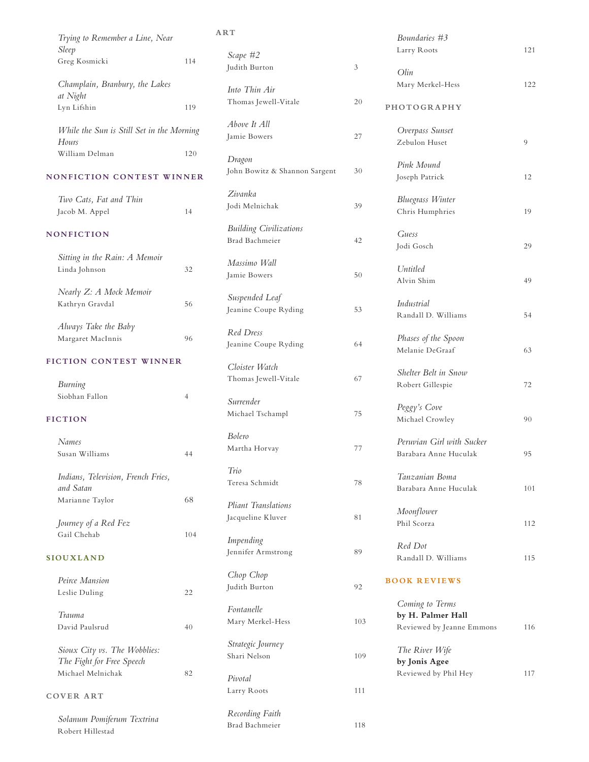*Trying to Remember a Line, Near Sleep*
Greg Kosmicki 114

*Champlain, Branbury, the Lakes at Night*
Lyn Lifshin 119

*While the Sun is Still Set in the Morning Hours*
William Delman 120

## NONFICTION CONTEST WINNER

*Two Cats, Fat and Thin*
Jacob M. Appel 14

## NONFICTION

*Sitting in the Rain: A Memoir*
Linda Johnson 32

*Nearly Z: A Mock Memoir*
Kathryn Gravdal 56

*Always Take the Baby*
Margaret MacInnis 96

## FICTION CONTEST WINNER

*Burning*
Siobhan Fallon 4

## FICTION

*Names*
Susan Williams 44

*Indians, Television, French Fries, and Satan*
Marianne Taylor 68

*Journey of a Red Fez*
Gail Chehab 104

## SIOUXLAND

*Peirce Mansion*
Leslie Duling 22

*Trauma*
David Paulsrud 40

*Sioux City vs. The Wobblies: The Fight for Free Speech*
Michael Melnichak 82

## COVER ART

*Solanum Pomiferum Textrina*
Robert Hillestad

## ART

*Scape #2*
Judith Burton 3

*Into Thin Air*
Thomas Jewell-Vitale 20

*Above It All*
Jamie Bowers 27

*Dragon*
John Bowitz & Shannon Sargent 30

*Zivanka*
Jodi Melnichak 39

*Building Civilizations*
Brad Bachmeier 42

*Massimo Wall*
Jamie Bowers 50

*Suspended Leaf*
Jeanine Coupe Ryding 53

*Red Dress*
Jeanine Coupe Ryding 64

*Cloister Watch*
Thomas Jewell-Vitale 67

*Surrender*
Michael Tschampl 75

*Bolero*
Martha Horvay 77

*Trio*
Teresa Schmidt 78

*Pliant Translations*
Jacqueline Kluver 81

*Impending*
Jennifer Armstrong 89

*Chop Chop*
Judith Burton 92

*Fontanelle*
Mary Merkel-Hess 103

*Strategic Journey*
Shari Nelson 109

*Pivotal*
Larry Roots 111

*Recording Faith*
Brad Bachmeier 118

*Boundaries #3*
Larry Roots 121

*Olin*
Mary Merkel-Hess 122

## PHOTOGRAPHY

*Overpass Sunset*
Zebulon Huset 9

*Pink Mound*
Joseph Patrick 12

*Bluegrass Winter*
Chris Humphries 19

*Guess*
Jodi Gosch 29

*Untitled*
Alvin Shim 49

*Industrial*
Randall D. Williams 54

*Phases of the Spoon*
Melanie DeGraaf 63

*Shelter Belt in Snow*
Robert Gillespie 72

*Peggy's Cove*
Michael Crowley 90

*Peruvian Girl with Sucker*
Barabara Anne Huculak 95

*Tanzanian Boma*
Barabara Anne Huculak 101

*Moonflower*
Phil Scorza 112

*Red Dot*
Randall D. Williams 115

## BOOK REVIEWS

*Coming to Terms*
**by H. Palmer Hall**
Reviewed by Jeanne Emmons 116

*The River Wife*
**by Jonis Agee**
Reviewed by Phil Hey 117